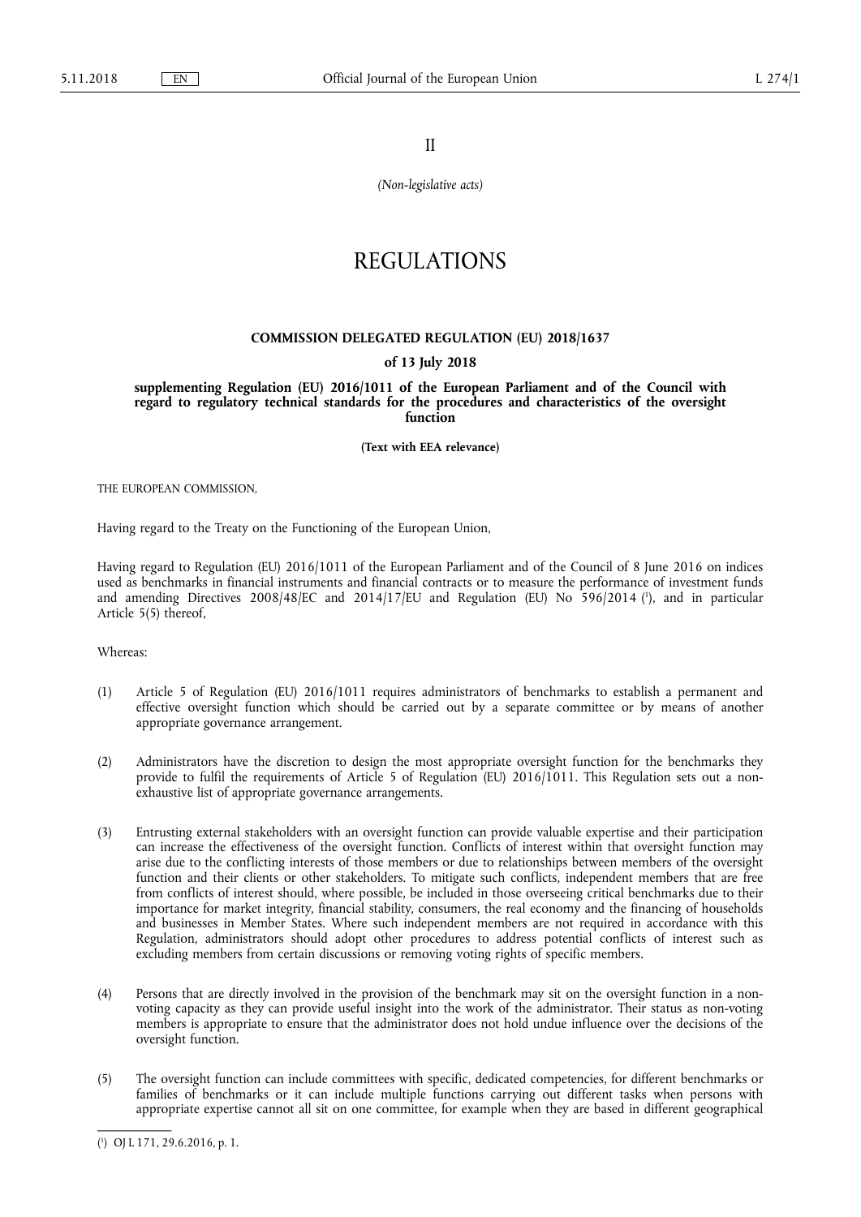II

*(Non-legislative acts)*

# REGULATIONS

## COMMISSION DELEGATED REGULATION (EU) 2018/1637

**of 13 July 2018**

**supplementing Regulation (EU) 2016/1011 of the European Parliament and of the Council with regard to regulatory technical standards for the procedures and characteristics of the oversight function**

**(Text with EEA relevance)**

THE EUROPEAN COMMISSION,

Having regard to the Treaty on the Functioning of the European Union,

Having regard to Regulation (EU) 2016/1011 of the European Parliament and of the Council of 8 June 2016 on indices used as benchmarks in financial instruments and financial contracts or to measure the performance of investment funds and amending Directives 2008/48/EC and 2014/17/EU and Regulation (EU) No 596/2014 [1], and in particular Article 5(5) thereof,

Whereas:

(1) Article 5 of Regulation (EU) 2016/1011 requires administrators of benchmarks to establish a permanent and effective oversight function which should be carried out by a separate committee or by means of another appropriate governance arrangement.

(2) Administrators have the discretion to design the most appropriate oversight function for the benchmarks they provide to fulfil the requirements of Article 5 of Regulation (EU) 2016/1011. This Regulation sets out a non-exhaustive list of appropriate governance arrangements.

(3) Entrusting external stakeholders with an oversight function can provide valuable expertise and their participation can increase the effectiveness of the oversight function. Conflicts of interest within that oversight function may arise due to the conflicting interests of those members or due to relationships between members of the oversight function and their clients or other stakeholders. To mitigate such conflicts, independent members that are free from conflicts of interest should, where possible, be included in those overseeing critical benchmarks due to their importance for market integrity, financial stability, consumers, the real economy and the financing of households and businesses in Member States. Where such independent members are not required in accordance with this Regulation, administrators should adopt other procedures to address potential conflicts of interest such as excluding members from certain discussions or removing voting rights of specific members.

(4) Persons that are directly involved in the provision of the benchmark may sit on the oversight function in a non-voting capacity as they can provide useful insight into the work of the administrator. Their status as non-voting members is appropriate to ensure that the administrator does not hold undue influence over the decisions of the oversight function.

(5) The oversight function can include committees with specific, dedicated competencies, for different benchmarks or families of benchmarks or it can include multiple functions carrying out different tasks when persons with appropriate expertise cannot all sit on one committee, for example when they are based in different geographical

---

[1] OJ L 171, 29.6.2016, p. 1.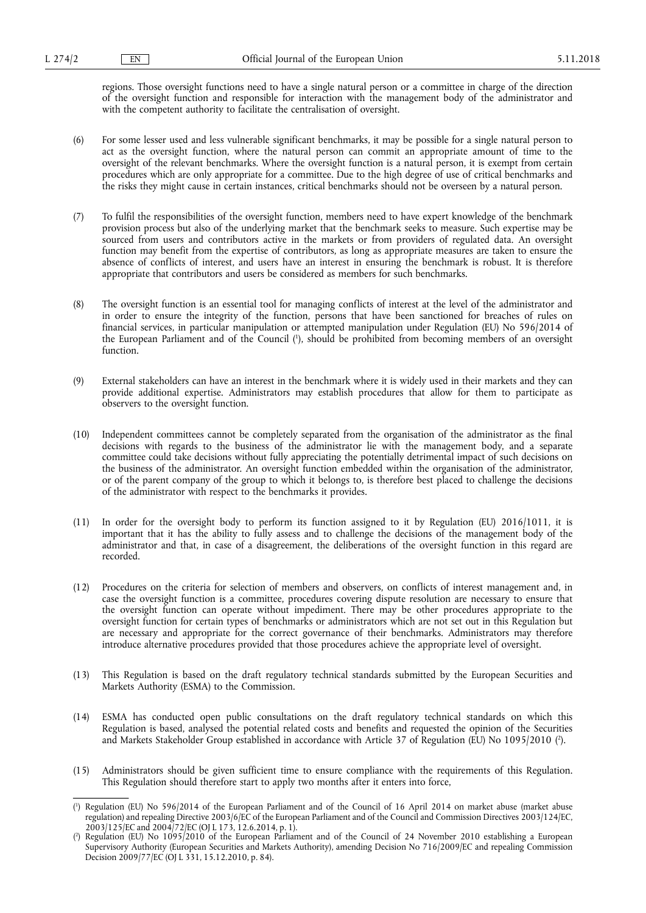regions. Those oversight functions need to have a single natural person or a committee in charge of the direction of the oversight function and responsible for interaction with the management body of the administrator and with the competent authority to facilitate the centralisation of oversight.

(6) For some lesser used and less vulnerable significant benchmarks, it may be possible for a single natural person to act as the oversight function, where the natural person can commit an appropriate amount of time to the oversight of the relevant benchmarks. Where the oversight function is a natural person, it is exempt from certain procedures which are only appropriate for a committee. Due to the high degree of use of critical benchmarks and the risks they might cause in certain instances, critical benchmarks should not be overseen by a natural person.

(7) To fulfil the responsibilities of the oversight function, members need to have expert knowledge of the benchmark provision process but also of the underlying market that the benchmark seeks to measure. Such expertise may be sourced from users and contributors active in the markets or from providers of regulated data. An oversight function may benefit from the expertise of contributors, as long as appropriate measures are taken to ensure the absence of conflicts of interest, and users have an interest in ensuring the benchmark is robust. It is therefore appropriate that contributors and users be considered as members for such benchmarks.

(8) The oversight function is an essential tool for managing conflicts of interest at the level of the administrator and in order to ensure the integrity of the function, persons that have been sanctioned for breaches of rules on financial services, in particular manipulation or attempted manipulation under Regulation (EU) No 596/2014 of the European Parliament and of the Council [1], should be prohibited from becoming members of an oversight function.

(9) External stakeholders can have an interest in the benchmark where it is widely used in their markets and they can provide additional expertise. Administrators may establish procedures that allow for them to participate as observers to the oversight function.

(10) Independent committees cannot be completely separated from the organisation of the administrator as the final decisions with regards to the business of the administrator lie with the management body, and a separate committee could take decisions without fully appreciating the potentially detrimental impact of such decisions on the business of the administrator. An oversight function embedded within the organisation of the administrator, or of the parent company of the group to which it belongs to, is therefore best placed to challenge the decisions of the administrator with respect to the benchmarks it provides.

(11) In order for the oversight body to perform its function assigned to it by Regulation (EU) 2016/1011, it is important that it has the ability to fully assess and to challenge the decisions of the management body of the administrator and that, in case of a disagreement, the deliberations of the oversight function in this regard are recorded.

(12) Procedures on the criteria for selection of members and observers, on conflicts of interest management and, in case the oversight function is a committee, procedures covering dispute resolution are necessary to ensure that the oversight function can operate without impediment. There may be other procedures appropriate to the oversight function for certain types of benchmarks or administrators which are not set out in this Regulation but are necessary and appropriate for the correct governance of their benchmarks. Administrators may therefore introduce alternative procedures provided that those procedures achieve the appropriate level of oversight.

(13) This Regulation is based on the draft regulatory technical standards submitted by the European Securities and Markets Authority (ESMA) to the Commission.

(14) ESMA has conducted open public consultations on the draft regulatory technical standards on which this Regulation is based, analysed the potential related costs and benefits and requested the opinion of the Securities and Markets Stakeholder Group established in accordance with Article 37 of Regulation (EU) No 1095/2010 [2].

(15) Administrators should be given sufficient time to ensure compliance with the requirements of this Regulation. This Regulation should therefore start to apply two months after it enters into force,

---

[1] Regulation (EU) No 596/2014 of the European Parliament and of the Council of 16 April 2014 on market abuse (market abuse regulation) and repealing Directive 2003/6/EC of the European Parliament and of the Council and Commission Directives 2003/124/EC, 2003/125/EC and 2004/72/EC (OJ L 173, 12.6.2014, p. 1).

[2] Regulation (EU) No 1095/2010 of the European Parliament and of the Council of 24 November 2010 establishing a European Supervisory Authority (European Securities and Markets Authority), amending Decision No 716/2009/EC and repealing Commission Decision 2009/77/EC (OJ L 331, 15.12.2010, p. 84).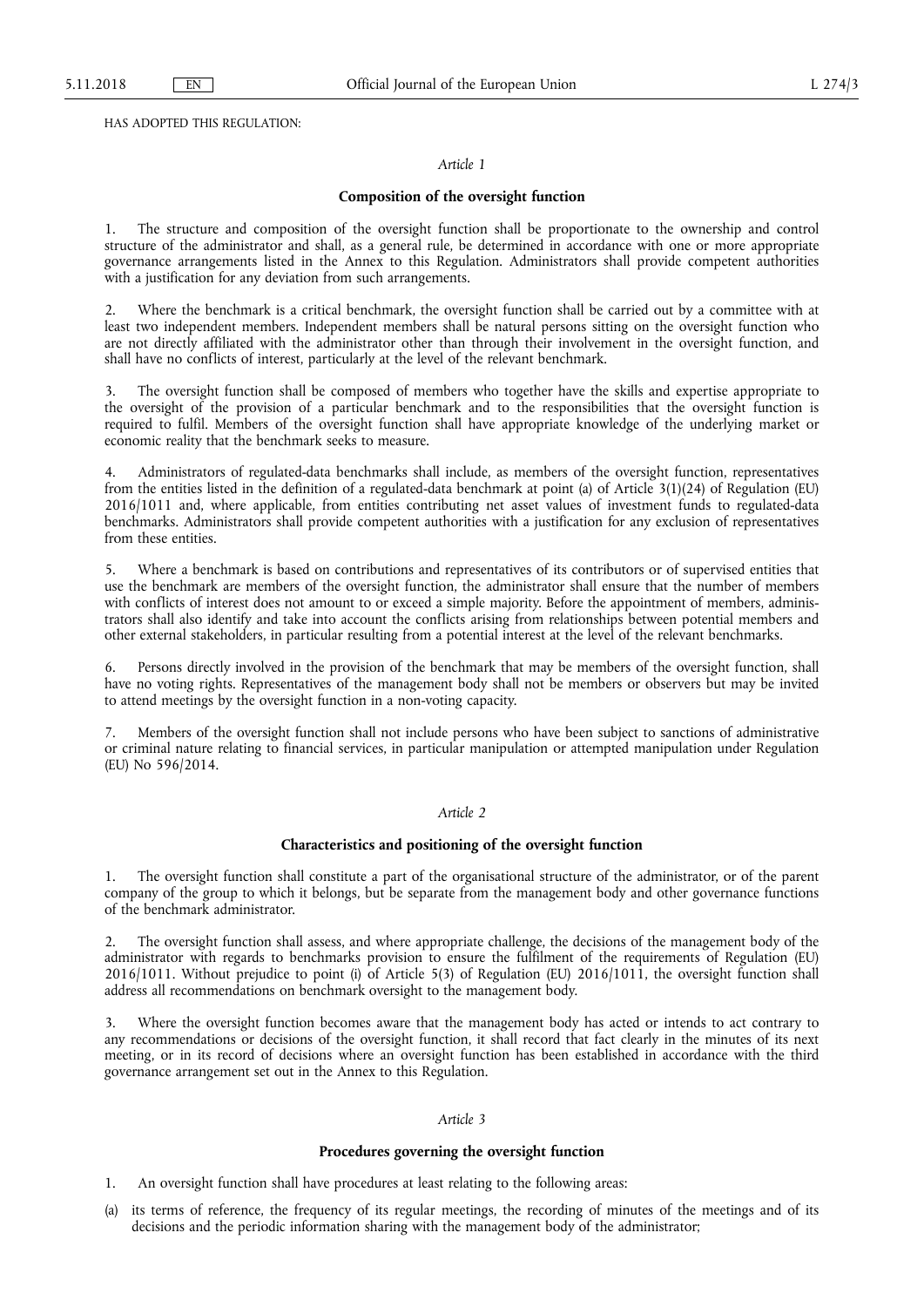HAS ADOPTED THIS REGULATION:

*Article 1*

**Composition of the oversight function**

1. The structure and composition of the oversight function shall be proportionate to the ownership and control structure of the administrator and shall, as a general rule, be determined in accordance with one or more appropriate governance arrangements listed in the Annex to this Regulation. Administrators shall provide competent authorities with a justification for any deviation from such arrangements.

2. Where the benchmark is a critical benchmark, the oversight function shall be carried out by a committee with at least two independent members. Independent members shall be natural persons sitting on the oversight function who are not directly affiliated with the administrator other than through their involvement in the oversight function, and shall have no conflicts of interest, particularly at the level of the relevant benchmark.

3. The oversight function shall be composed of members who together have the skills and expertise appropriate to the oversight of the provision of a particular benchmark and to the responsibilities that the oversight function is required to fulfil. Members of the oversight function shall have appropriate knowledge of the underlying market or economic reality that the benchmark seeks to measure.

4. Administrators of regulated-data benchmarks shall include, as members of the oversight function, representatives from the entities listed in the definition of a regulated-data benchmark at point (a) of Article 3(1)(24) of Regulation (EU) 2016/1011 and, where applicable, from entities contributing net asset values of investment funds to regulated-data benchmarks. Administrators shall provide competent authorities with a justification for any exclusion of representatives from these entities.

5. Where a benchmark is based on contributions and representatives of its contributors or of supervised entities that use the benchmark are members of the oversight function, the administrator shall ensure that the number of members with conflicts of interest does not amount to or exceed a simple majority. Before the appointment of members, administrators shall also identify and take into account the conflicts arising from relationships between potential members and other external stakeholders, in particular resulting from a potential interest at the level of the relevant benchmarks.

6. Persons directly involved in the provision of the benchmark that may be members of the oversight function, shall have no voting rights. Representatives of the management body shall not be members or observers but may be invited to attend meetings by the oversight function in a non-voting capacity.

7. Members of the oversight function shall not include persons who have been subject to sanctions of administrative or criminal nature relating to financial services, in particular manipulation or attempted manipulation under Regulation (EU) No 596/2014.

*Article 2*

**Characteristics and positioning of the oversight function**

1. The oversight function shall constitute a part of the organisational structure of the administrator, or of the parent company of the group to which it belongs, but be separate from the management body and other governance functions of the benchmark administrator.

2. The oversight function shall assess, and where appropriate challenge, the decisions of the management body of the administrator with regards to benchmarks provision to ensure the fulfilment of the requirements of Regulation (EU) 2016/1011. Without prejudice to point (i) of Article 5(3) of Regulation (EU) 2016/1011, the oversight function shall address all recommendations on benchmark oversight to the management body.

3. Where the oversight function becomes aware that the management body has acted or intends to act contrary to any recommendations or decisions of the oversight function, it shall record that fact clearly in the minutes of its next meeting, or in its record of decisions where an oversight function has been established in accordance with the third governance arrangement set out in the Annex to this Regulation.

*Article 3*

**Procedures governing the oversight function**

1. An oversight function shall have procedures at least relating to the following areas:

(a) its terms of reference, the frequency of its regular meetings, the recording of minutes of the meetings and of its decisions and the periodic information sharing with the management body of the administrator;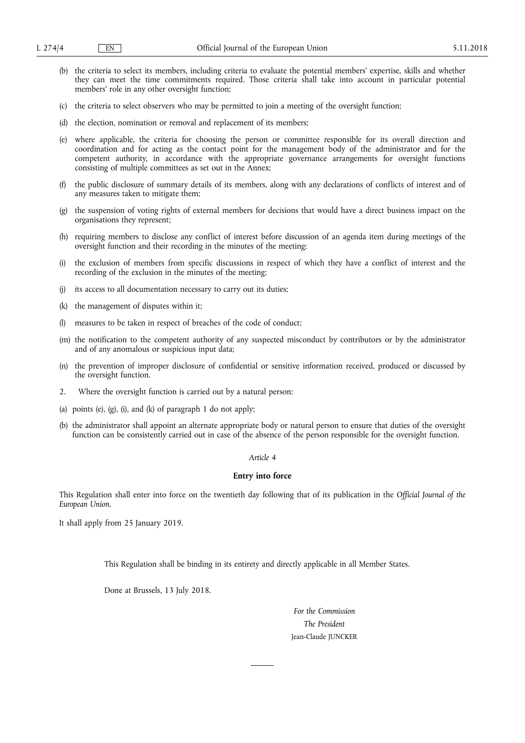(b) the criteria to select its members, including criteria to evaluate the potential members' expertise, skills and whether they can meet the time commitments required. Those criteria shall take into account in particular potential members' role in any other oversight function;

(c) the criteria to select observers who may be permitted to join a meeting of the oversight function;

(d) the election, nomination or removal and replacement of its members;

(e) where applicable, the criteria for choosing the person or committee responsible for its overall direction and coordination and for acting as the contact point for the management body of the administrator and for the competent authority, in accordance with the appropriate governance arrangements for oversight functions consisting of multiple committees as set out in the Annex;

(f) the public disclosure of summary details of its members, along with any declarations of conflicts of interest and of any measures taken to mitigate them;

(g) the suspension of voting rights of external members for decisions that would have a direct business impact on the organisations they represent;

(h) requiring members to disclose any conflict of interest before discussion of an agenda item during meetings of the oversight function and their recording in the minutes of the meeting;

(i) the exclusion of members from specific discussions in respect of which they have a conflict of interest and the recording of the exclusion in the minutes of the meeting;

(j) its access to all documentation necessary to carry out its duties;

(k) the management of disputes within it;

(l) measures to be taken in respect of breaches of the code of conduct;

(m) the notification to the competent authority of any suspected misconduct by contributors or by the administrator and of any anomalous or suspicious input data;

(n) the prevention of improper disclosure of confidential or sensitive information received, produced or discussed by the oversight function.

2. Where the oversight function is carried out by a natural person:

(a) points (e), (g), (i), and (k) of paragraph 1 do not apply;

(b) the administrator shall appoint an alternate appropriate body or natural person to ensure that duties of the oversight function can be consistently carried out in case of the absence of the person responsible for the oversight function.

*Article 4*

**Entry into force**

This Regulation shall enter into force on the twentieth day following that of its publication in the *Official Journal of the European Union*.

It shall apply from 25 January 2019.

This Regulation shall be binding in its entirety and directly applicable in all Member States.

Done at Brussels, 13 July 2018.

*For the Commission*

*The President*

Jean-Claude JUNCKER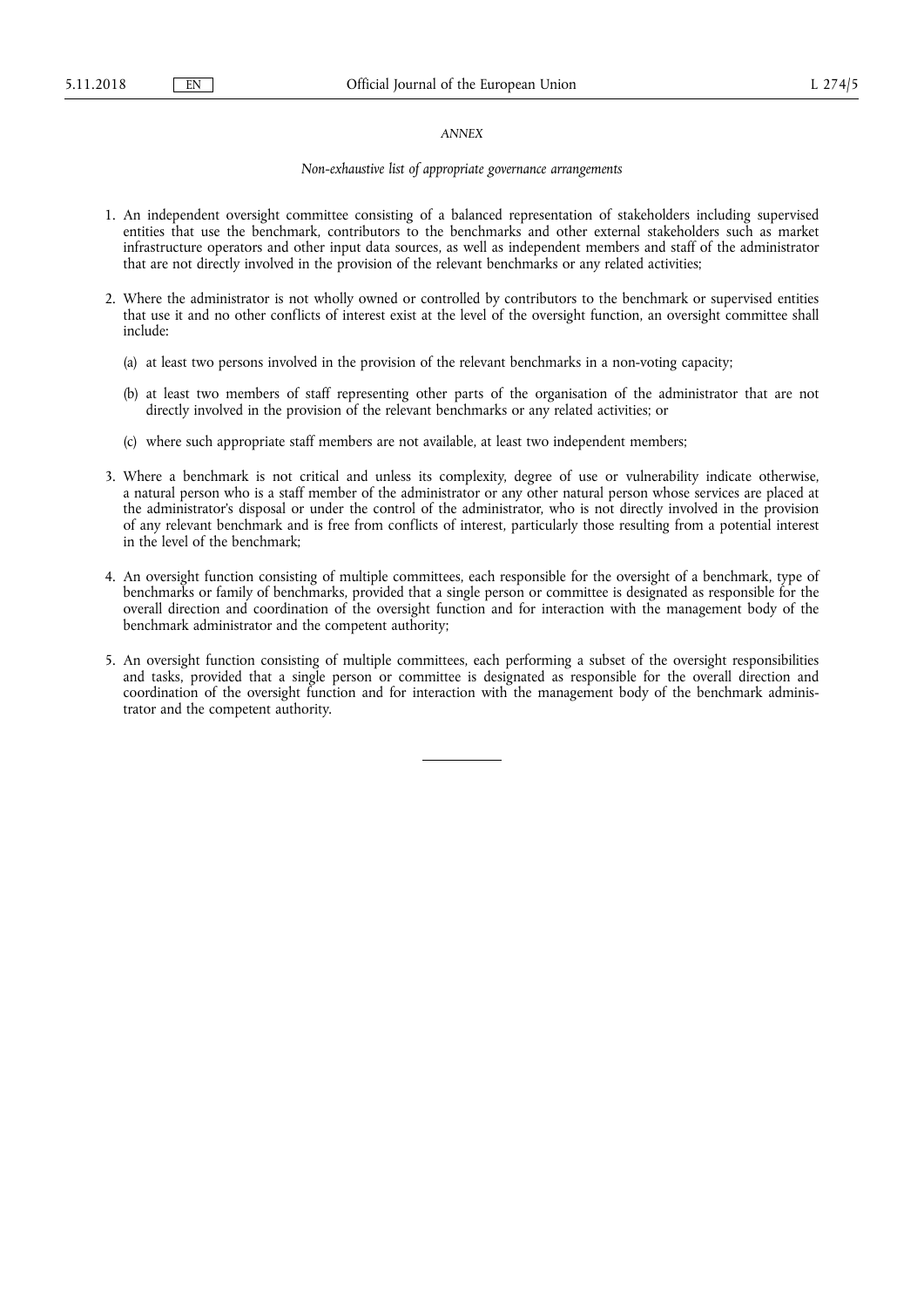*ANNEX*

*Non-exhaustive list of appropriate governance arrangements*

1. An independent oversight committee consisting of a balanced representation of stakeholders including supervised entities that use the benchmark, contributors to the benchmarks and other external stakeholders such as market infrastructure operators and other input data sources, as well as independent members and staff of the administrator that are not directly involved in the provision of the relevant benchmarks or any related activities;

2. Where the administrator is not wholly owned or controlled by contributors to the benchmark or supervised entities that use it and no other conflicts of interest exist at the level of the oversight function, an oversight committee shall include:

   (a) at least two persons involved in the provision of the relevant benchmarks in a non-voting capacity;

   (b) at least two members of staff representing other parts of the organisation of the administrator that are not directly involved in the provision of the relevant benchmarks or any related activities; or

   (c) where such appropriate staff members are not available, at least two independent members;

3. Where a benchmark is not critical and unless its complexity, degree of use or vulnerability indicate otherwise, a natural person who is a staff member of the administrator or any other natural person whose services are placed at the administrator's disposal or under the control of the administrator, who is not directly involved in the provision of any relevant benchmark and is free from conflicts of interest, particularly those resulting from a potential interest in the level of the benchmark;

4. An oversight function consisting of multiple committees, each responsible for the oversight of a benchmark, type of benchmarks or family of benchmarks, provided that a single person or committee is designated as responsible for the overall direction and coordination of the oversight function and for interaction with the management body of the benchmark administrator and the competent authority;

5. An oversight function consisting of multiple committees, each performing a subset of the oversight responsibilities and tasks, provided that a single person or committee is designated as responsible for the overall direction and coordination of the oversight function and for interaction with the management body of the benchmark administrator and the competent authority.